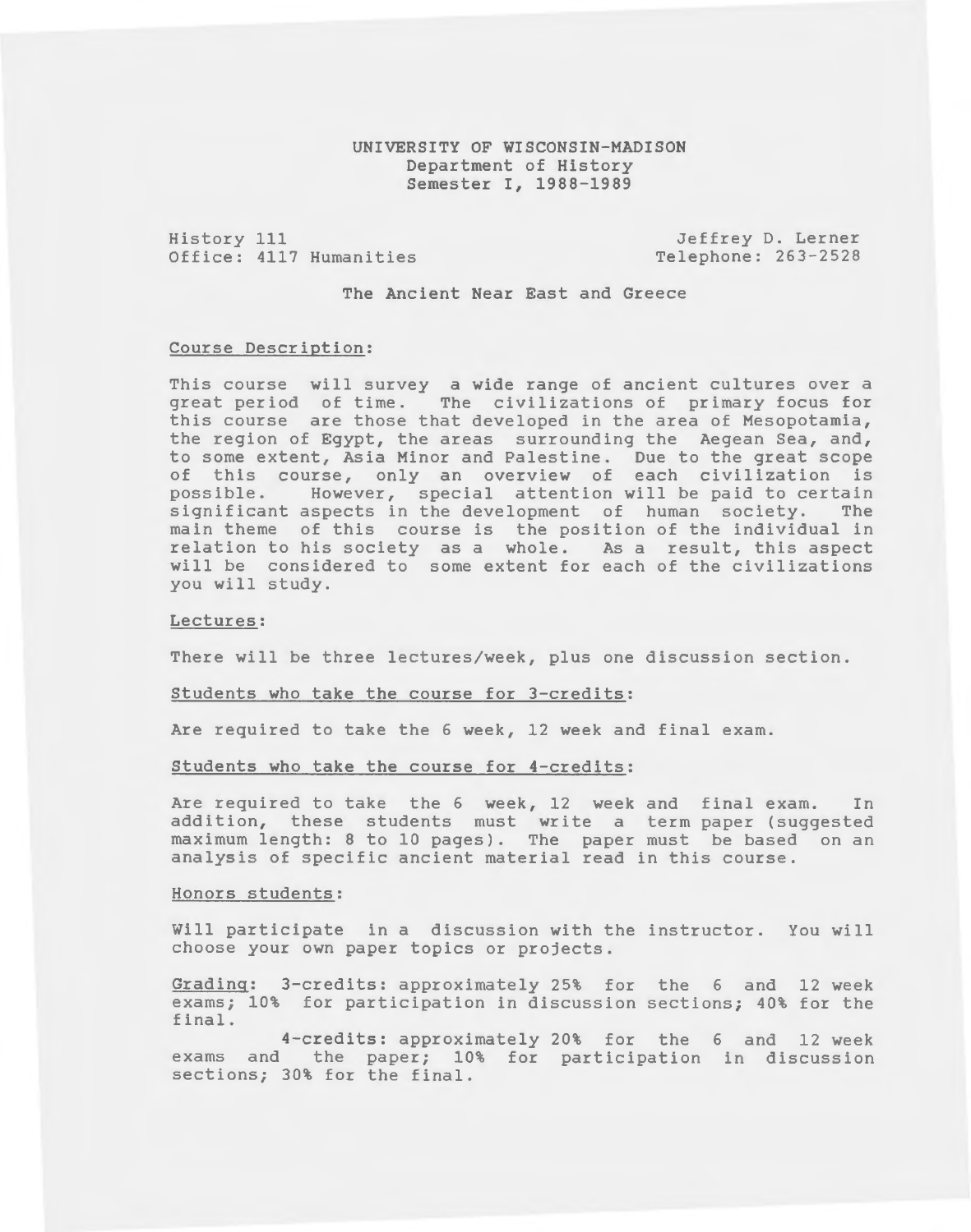UNIVERSITY OF WISCONSIN-MADISON
Department of History
Semester I, 1988-1989

History 111
Office: 4117 Humanities

Jeffrey D. Lerner
Telephone: 263-2528

# The Ancient Near East and Greece

## Course Description:

This course will survey a wide range of ancient cultures over a great period of time. The civilizations of primary focus for this course are those that developed in the area of Mesopotamia, the region of Egypt, the areas surrounding the Aegean Sea, and, to some extent, Asia Minor and Palestine. Due to the great scope of this course, only an overview of each civilization is possible. However, special attention will be paid to certain significant aspects in the development of human society. The main theme of this course is the position of the individual in relation to his society as a whole. As a result, this aspect will be considered to some extent for each of the civilizations you will study.

## Lectures:

There will be three lectures/week, plus one discussion section.

## Students who take the course for 3-credits:

Are required to take the 6 week, 12 week and final exam.

## Students who take the course for 4-credits:

Are required to take the 6 week, 12 week and final exam. In addition, these students must write a term paper (suggested maximum length: 8 to 10 pages). The paper must be based on an analysis of specific ancient material read in this course.

## Honors students:

Will participate in a discussion with the instructor. You will choose your own paper topics or projects.

**Grading**: 3-credits: approximately 25% for the 6 and 12 week exams; 10% for participation in discussion sections; 40% for the final.

4-credits: approximately 20% for the 6 and 12 week exams and the paper; 10% for participation in discussion sections; 30% for the final.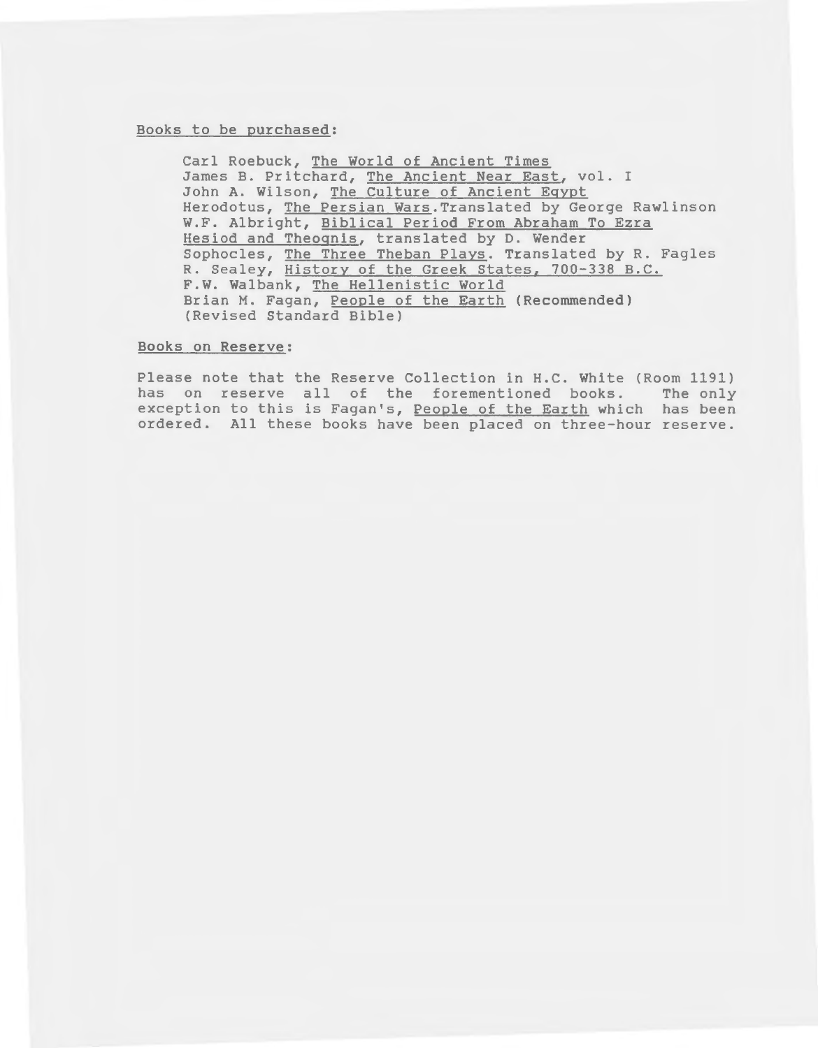Books to be purchased:

- Carl Roebuck, *The World of Ancient Times*
- James B. Pritchard, *The Ancient Near East*, vol. I
- John A. Wilson, *The Culture of Ancient Egypt*
- Herodotus, *The Persian Wars*.Translated by George Rawlinson
- W.F. Albright, *Biblical Period From Abraham To Ezra*
- *Hesiod and Theognis*, translated by D. Wender
- Sophocles, *The Three Theban Plays*. Translated by R. Fagles
- R. Sealey, *History of the Greek States, 700-338 B.C.*
- F.W. Walbank, *The Hellenistic World*
- Brian M. Fagan, *People of the Earth* **(Recommended)**
- (Revised Standard Bible)

Books on Reserve:

Please note that the Reserve Collection in H.C. White (Room 1191) has on reserve all of the forementioned books. The only exception to this is Fagan's, *People of the Earth* which has been ordered. All these books have been placed on three-hour reserve.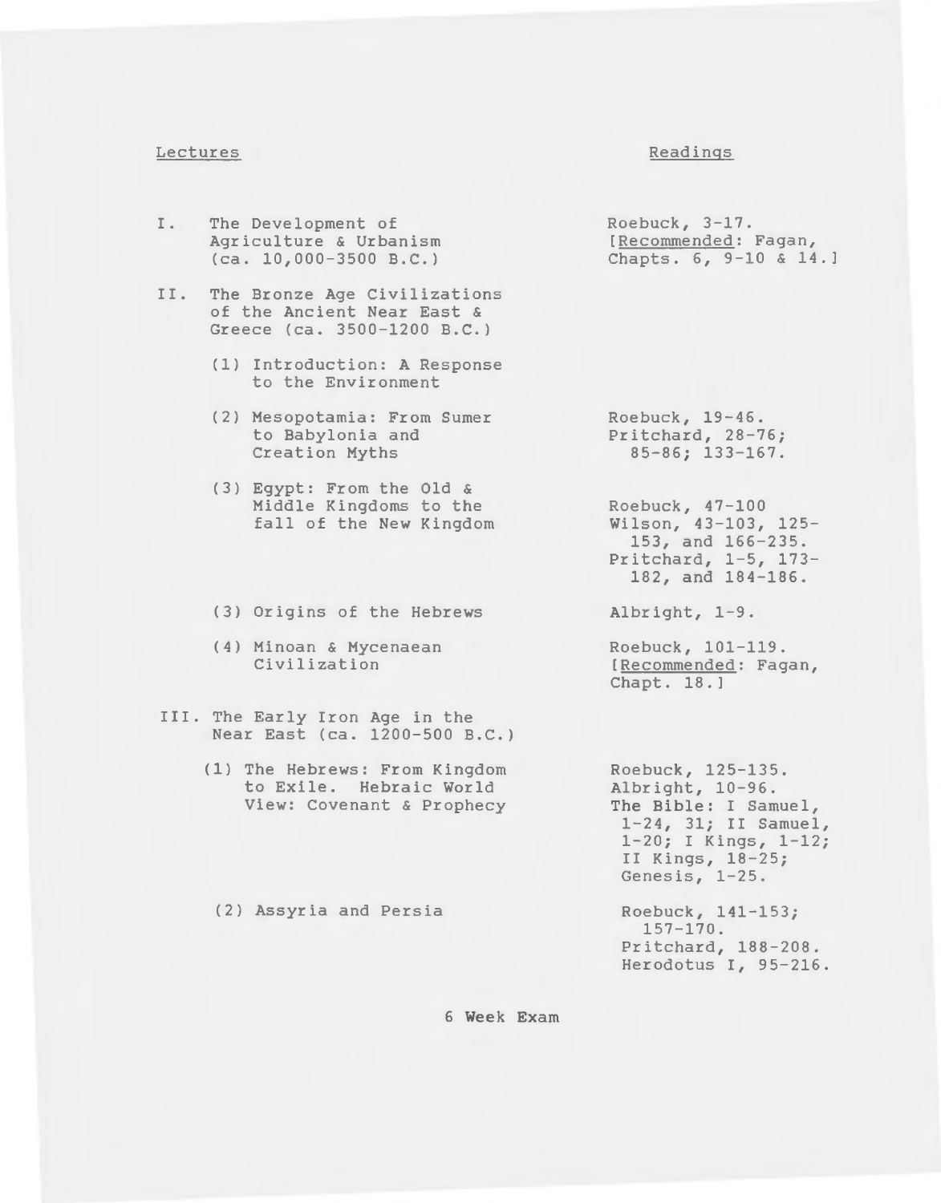| Lectures | Readings |
|---|---|
| I. The Development of Agriculture & Urbanism (ca. 10,000-3500 B.C.) | Roebuck, 3-17. [Recommended: Fagan, Chapts. 6, 9-10 & 14.] |
| II. The Bronze Age Civilizations of the Ancient Near East & Greece (ca. 3500-1200 B.C.) | |
| (1) Introduction: A Response to the Environment | |
| (2) Mesopotamia: From Sumer to Babylonia and Creation Myths | Roebuck, 19-46. Pritchard, 28-76; 85-86; 133-167. |
| (3) Egypt: From the Old & Middle Kingdoms to the fall of the New Kingdom | Roebuck, 47-100 Wilson, 43-103, 125-153, and 166-235. Pritchard, 1-5, 173-182, and 184-186. |
| (3) Origins of the Hebrews | Albright, 1-9. |
| (4) Minoan & Mycenaean Civilization | Roebuck, 101-119. [Recommended: Fagan, Chapt. 18.] |
| III. The Early Iron Age in the Near East (ca. 1200-500 B.C.) | |
| (1) The Hebrews: From Kingdom to Exile. Hebraic World View: Covenant & Prophecy | Roebuck, 125-135. Albright, 10-96. **The Bible**: I Samuel, 1-24, 31; II Samuel, 1-20; I Kings, 1-12; II Kings, 18-25; Genesis, 1-25. |
| (2) Assyria and Persia | Roebuck, 141-153; 157-170. Pritchard, 188-208. Herodotus I, 95-216. |

6 Week Exam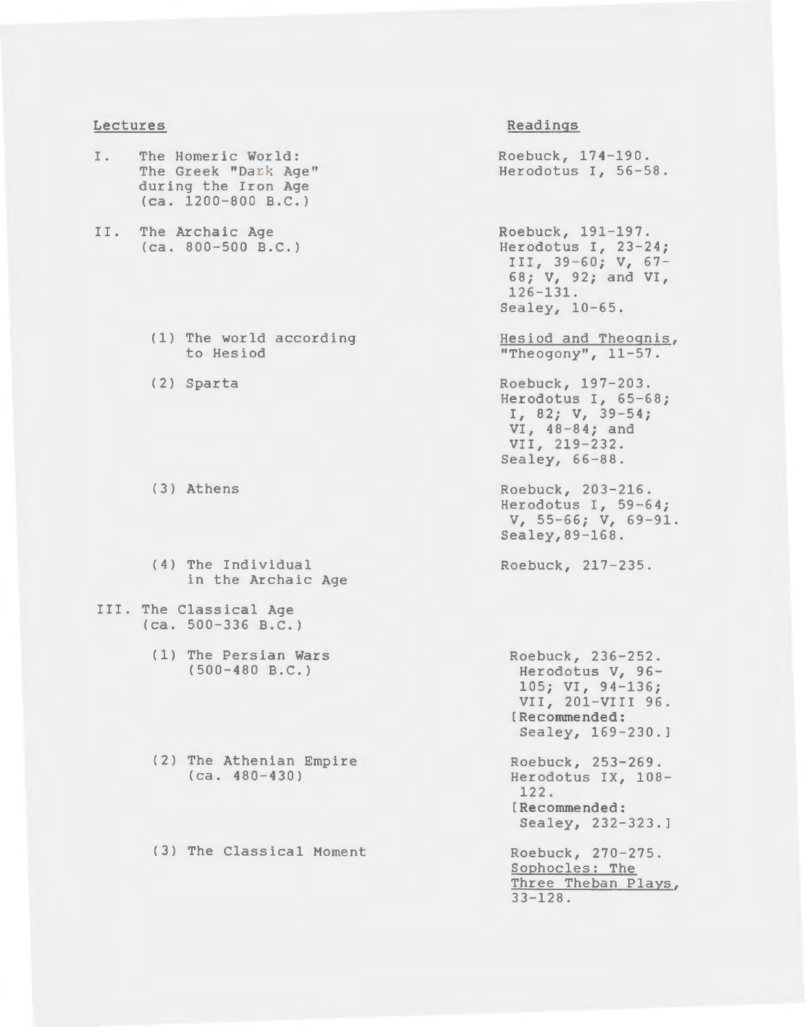| Lectures | Readings |
| --- | --- |
| I. The Homeric World: The Greek "Dark Age" during the Iron Age (ca. 1200-800 B.C.) | Roebuck, 174-190. Herodotus I, 56-58. |
| II. The Archaic Age (ca. 800-500 B.C.) | Roebuck, 191-197. Herodotus I, 23-24; III, 39-60; V, 67-68; V, 92; and VI, 126-131. Sealey, 10-65. |
| (1) The world according to Hesiod | <u>Hesiod and Theognis</u>, "Theogony", 11-57. |
| (2) Sparta | Roebuck, 197-203. Herodotus I, 65-68; I, 82; V, 39-54; VI, 48-84; and VII, 219-232. Sealey, 66-88. |
| (3) Athens | Roebuck, 203-216. Herodotus I, 59-64; V, 55-66; V, 69-91. Sealey, 89-168. |
| (4) The Individual in the Archaic Age | Roebuck, 217-235. |
| III. The Classical Age (ca. 500-336 B.C.) | |
| (1) The Persian Wars (500-480 B.C.) | Roebuck, 236-252. Herodotus V, 96-105; VI, 94-136; VII, 201-VIII 96. [Recommended: Sealey, 169-230.] |
| (2) The Athenian Empire (ca. 480-430) | Roebuck, 253-269. Herodotus IX, 108-122. [Recommended: Sealey, 232-323.] |
| (3) The Classical Moment | Roebuck, 270-275. <u>Sophocles: The Three Theban Plays</u>, 33-128. |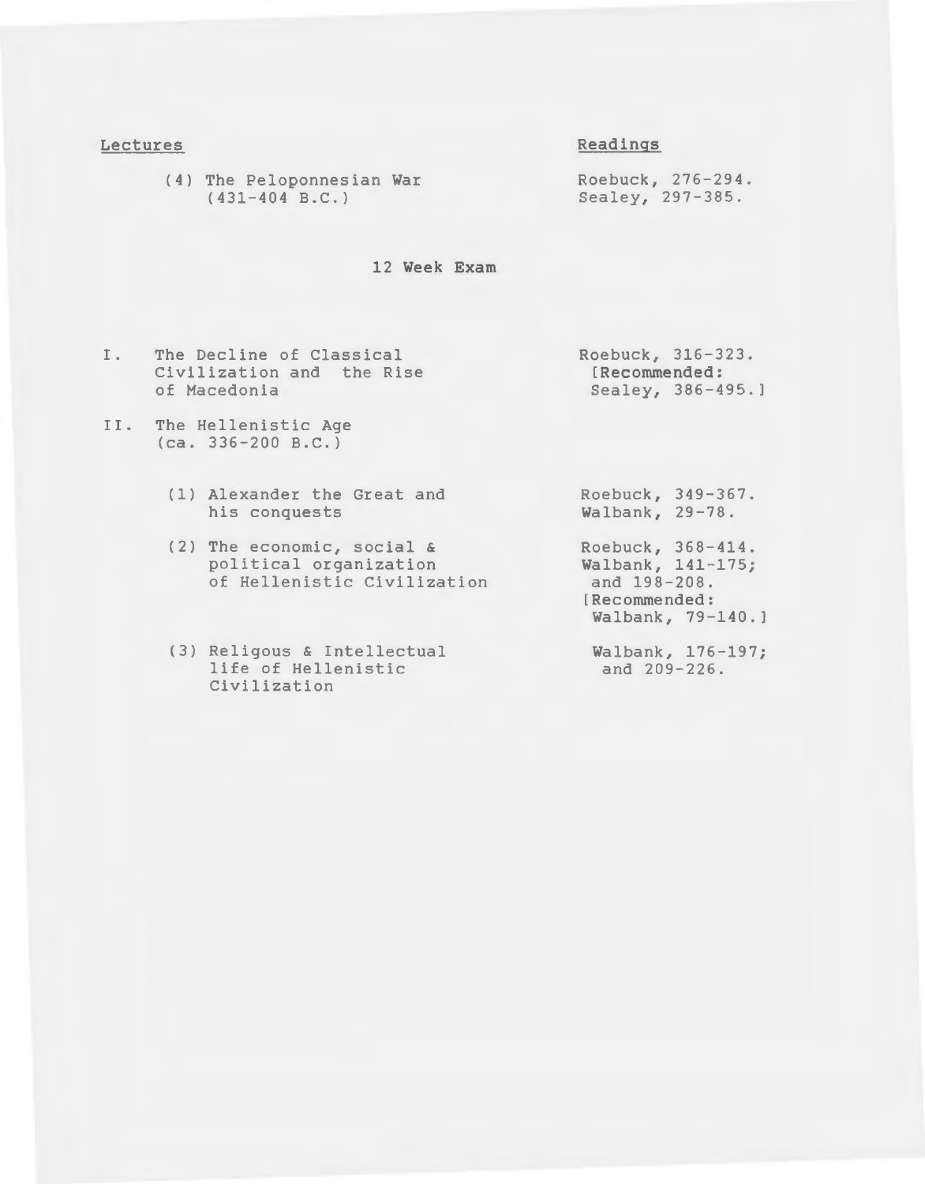| Lectures | Readings |
| --- | --- |
| (4) The Peloponnesian War (431-404 B.C.) | Roebuck, 276-294. Sealey, 297-385. |

**12 Week Exam**

| | |
| --- | --- |
| I. The Decline of Classical Civilization and the Rise of Macedonia | Roebuck, 316-323. [**Recommended:** Sealey, 386-495.] |
| II. The Hellenistic Age (ca. 336-200 B.C.) | |
| (1) Alexander the Great and his conquests | Roebuck, 349-367. Walbank, 29-78. |
| (2) The economic, social & political organization of Hellenistic Civilization | Roebuck, 368-414. Walbank, 141-175; and 198-208. [Recommended: Walbank, 79-140.] |
| (3) Religous & Intellectual life of Hellenistic Civilization | Walbank, 176-197; and 209-226. |